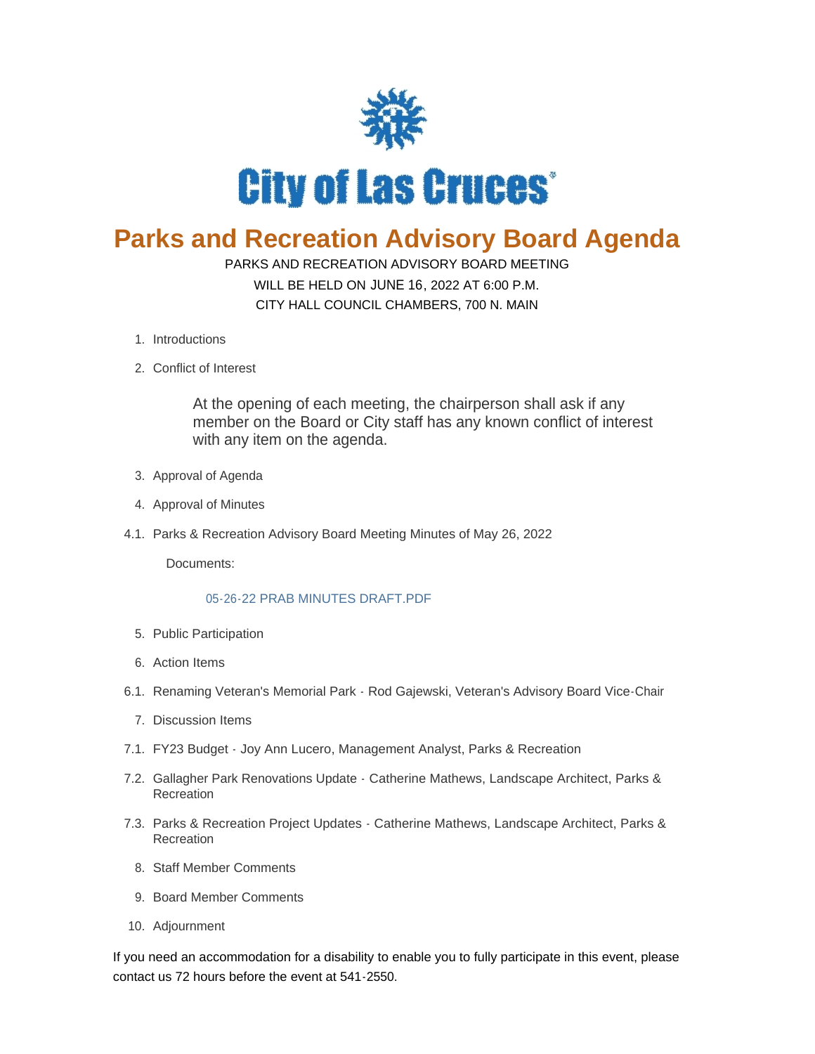City of Las Cruces

# Parks and Recreation Advisory Board Agenda

PARKS AND RECREATION ADVISORY BOARD MEETING
WILL BE HELD ON JUNE 16, 2022 AT 6:00 P.M.
CITY HALL COUNCIL CHAMBERS, 700 N. MAIN

1. Introductions
2. Conflict of Interest

   At the opening of each meeting, the chairperson shall ask if any member on the Board or City staff has any known conflict of interest with any item on the agenda.

3. Approval of Agenda
4. Approval of Minutes

4.1. Parks & Recreation Advisory Board Meeting Minutes of May 26, 2022

   Documents:

   05-26-22 PRAB MINUTES DRAFT.PDF

5. Public Participation
6. Action Items

6.1. Renaming Veteran's Memorial Park - Rod Gajewski, Veteran's Advisory Board Vice-Chair

7. Discussion Items

7.1. FY23 Budget - Joy Ann Lucero, Management Analyst, Parks & Recreation

7.2. Gallagher Park Renovations Update - Catherine Mathews, Landscape Architect, Parks & Recreation

7.3. Parks & Recreation Project Updates - Catherine Mathews, Landscape Architect, Parks & Recreation

8. Staff Member Comments
9. Board Member Comments
10. Adjournment

If you need an accommodation for a disability to enable you to fully participate in this event, please contact us 72 hours before the event at 541-2550.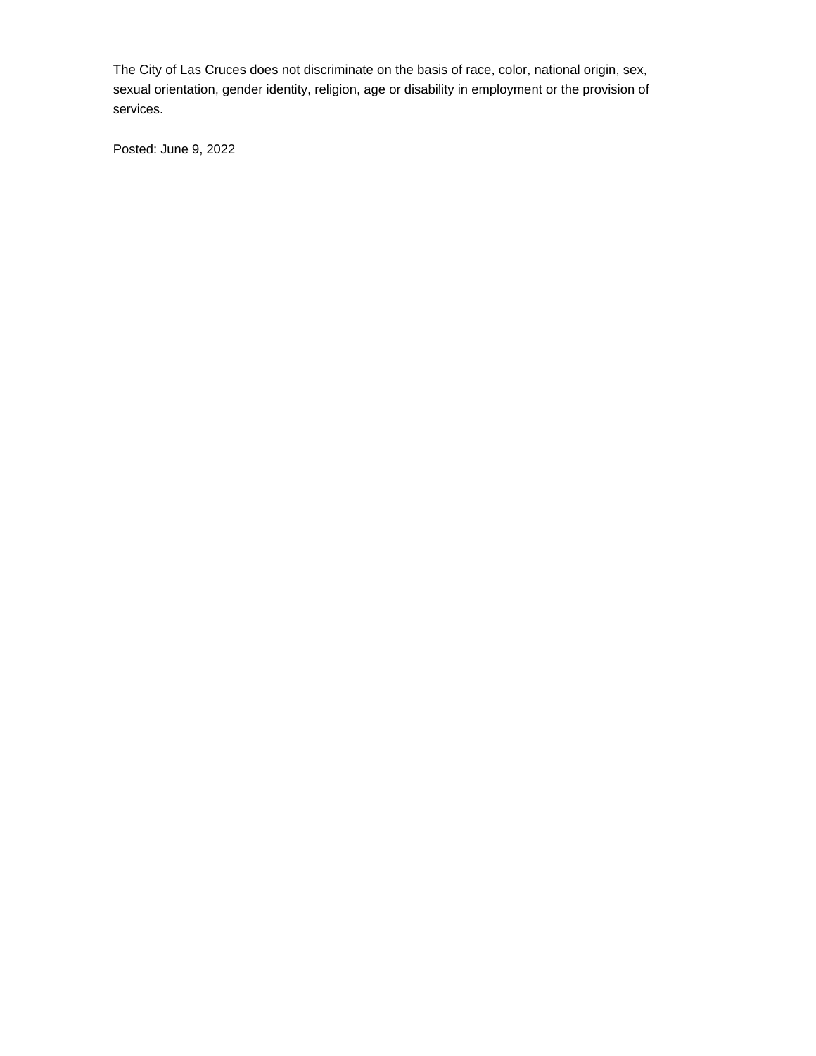The City of Las Cruces does not discriminate on the basis of race, color, national origin, sex, sexual orientation, gender identity, religion, age or disability in employment or the provision of services.

Posted: June 9, 2022